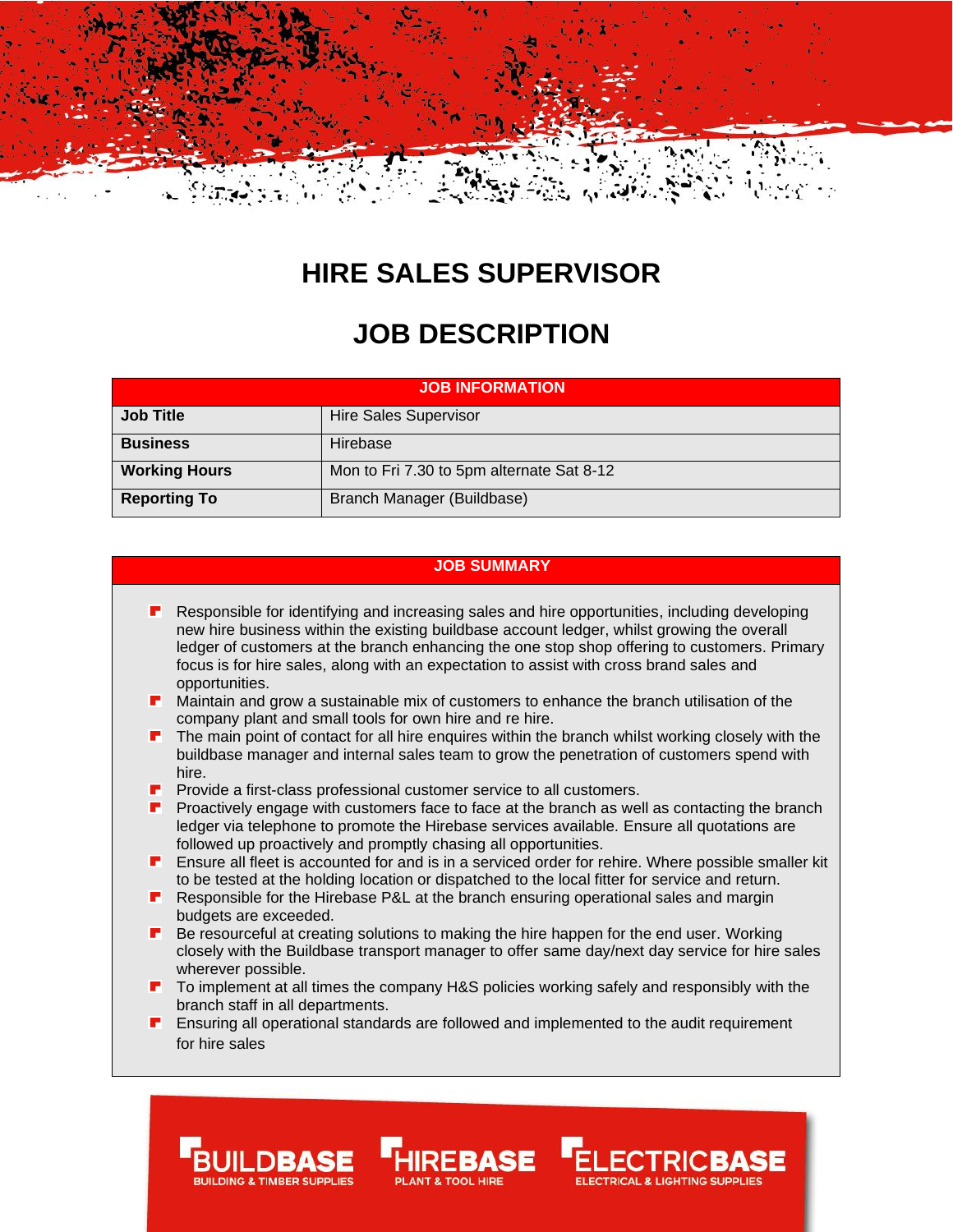# HIRE SALES SUPERVISOR

# JOB DESCRIPTION

| JOB INFORMATION | |
|---|---|
| **Job Title** | Hire Sales Supervisor |
| **Business** | Hirebase |
| **Working Hours** | Mon to Fri 7.30 to 5pm alternate Sat 8-12 |
| **Reporting To** | Branch Manager (Buildbase) |

## JOB SUMMARY

- Responsible for identifying and increasing sales and hire opportunities, including developing new hire business within the existing buildbase account ledger, whilst growing the overall ledger of customers at the branch enhancing the one stop shop offering to customers. Primary focus is for hire sales, along with an expectation to assist with cross brand sales and opportunities.
- Maintain and grow a sustainable mix of customers to enhance the branch utilisation of the company plant and small tools for own hire and re hire.
- The main point of contact for all hire enquires within the branch whilst working closely with the buildbase manager and internal sales team to grow the penetration of customers spend with hire.
- Provide a first-class professional customer service to all customers.
- Proactively engage with customers face to face at the branch as well as contacting the branch ledger via telephone to promote the Hirebase services available. Ensure all quotations are followed up proactively and promptly chasing all opportunities.
- Ensure all fleet is accounted for and is in a serviced order for rehire. Where possible smaller kit to be tested at the holding location or dispatched to the local fitter for service and return.
- Responsible for the Hirebase P&L at the branch ensuring operational sales and margin budgets are exceeded.
- Be resourceful at creating solutions to making the hire happen for the end user. Working closely with the Buildbase transport manager to offer same day/next day service for hire sales wherever possible.
- To implement at all times the company H&S policies working safely and responsibly with the branch staff in all departments.
- Ensuring all operational standards are followed and implemented to the audit requirement for hire sales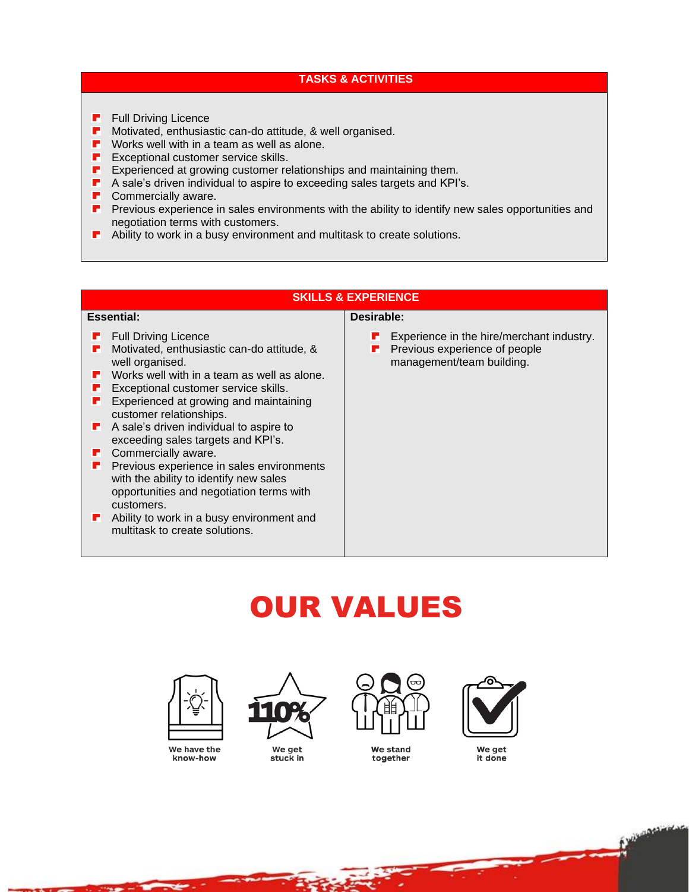## TASKS & ACTIVITIES

- Full Driving Licence
- Motivated, enthusiastic can-do attitude, & well organised.
- Works well with in a team as well as alone.
- Exceptional customer service skills.
- Experienced at growing customer relationships and maintaining them.
- A sale's driven individual to aspire to exceeding sales targets and KPI's.
- Commercially aware.
- Previous experience in sales environments with the ability to identify new sales opportunities and negotiation terms with customers.
- Ability to work in a busy environment and multitask to create solutions.

## SKILLS & EXPERIENCE

| Essential: | Desirable: |
|---|---|
| • Full Driving Licence<br>• Motivated, enthusiastic can-do attitude, & well organised.<br>• Works well with in a team as well as alone.<br>• Exceptional customer service skills.<br>• Experienced at growing and maintaining customer relationships.<br>• A sale's driven individual to aspire to exceeding sales targets and KPI's.<br>• Commercially aware.<br>• Previous experience in sales environments with the ability to identify new sales opportunities and negotiation terms with customers.<br>• Ability to work in a busy environment and multitask to create solutions. | • Experience in the hire/merchant industry.<br>• Previous experience of people management/team building. |

# OUR VALUES

We have the know-how

We get stuck in

We stand together

We get it done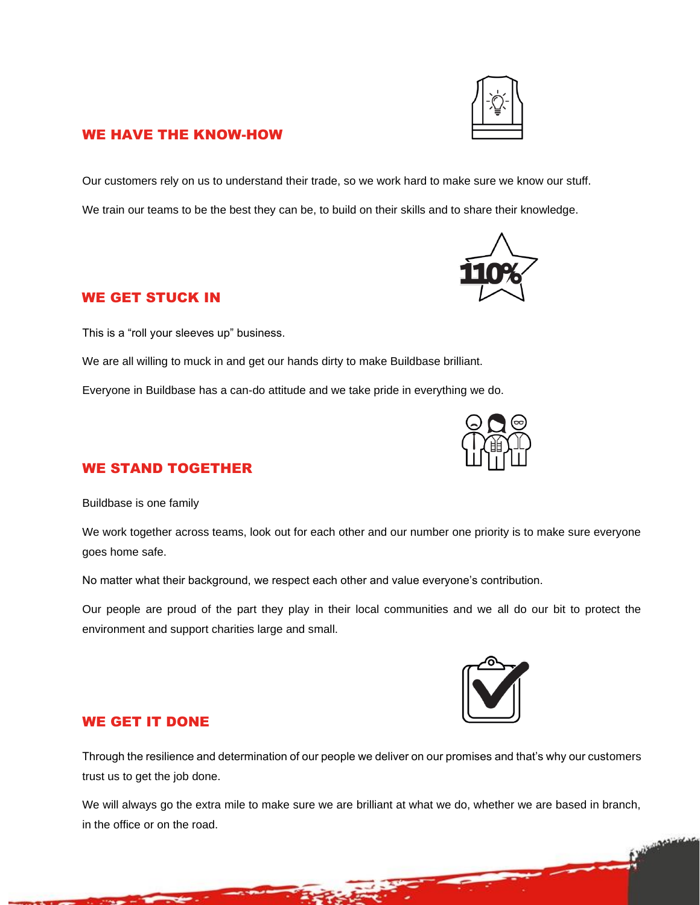## WE HAVE THE KNOW-HOW

Our customers rely on us to understand their trade, so we work hard to make sure we know our stuff.

We train our teams to be the best they can be, to build on their skills and to share their knowledge.

## WE GET STUCK IN

This is a “roll your sleeves up” business.

We are all willing to muck in and get our hands dirty to make Buildbase brilliant.

Everyone in Buildbase has a can-do attitude and we take pride in everything we do.

## WE STAND TOGETHER

Buildbase is one family

We work together across teams, look out for each other and our number one priority is to make sure everyone goes home safe.

No matter what their background, we respect each other and value everyone’s contribution.

Our people are proud of the part they play in their local communities and we all do our bit to protect the environment and support charities large and small.

## WE GET IT DONE

Through the resilience and determination of our people we deliver on our promises and that’s why our customers trust us to get the job done.

We will always go the extra mile to make sure we are brilliant at what we do, whether we are based in branch, in the office or on the road.